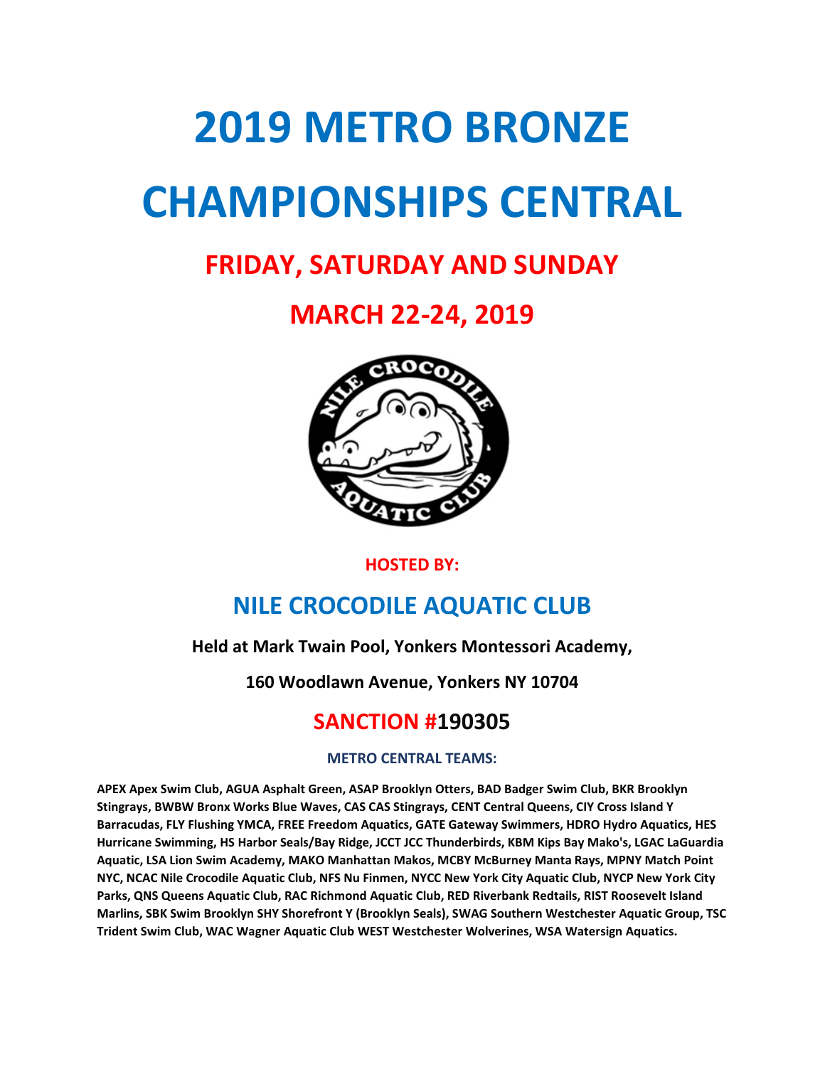# 2019 METRO BRONZE CHAMPIONSHIPS CENTRAL

## FRIDAY, SATURDAY AND SUNDAY

## MARCH 22-24, 2019

**HOSTED BY:**

## NILE CROCODILE AQUATIC CLUB

**Held at Mark Twain Pool, Yonkers Montessori Academy,**

**160 Woodlawn Avenue, Yonkers NY 10704**

## SANCTION #190305

**METRO CENTRAL TEAMS:**

**APEX Apex Swim Club, AGUA Asphalt Green, ASAP Brooklyn Otters, BAD Badger Swim Club, BKR Brooklyn Stingrays, BWBW Bronx Works Blue Waves, CAS CAS Stingrays, CENT Central Queens, CIY Cross Island Y Barracudas, FLY Flushing YMCA, FREE Freedom Aquatics, GATE Gateway Swimmers, HDRO Hydro Aquatics, HES Hurricane Swimming, HS Harbor Seals/Bay Ridge, JCCT JCC Thunderbirds, KBM Kips Bay Mako's, LGAC LaGuardia Aquatic, LSA Lion Swim Academy, MAKO Manhattan Makos, MCBY McBurney Manta Rays, MPNY Match Point NYC, NCAC Nile Crocodile Aquatic Club, NFS Nu Finmen, NYCC New York City Aquatic Club, NYCP New York City Parks, QNS Queens Aquatic Club, RAC Richmond Aquatic Club, RED Riverbank Redtails, RIST Roosevelt Island Marlins, SBK Swim Brooklyn SHY Shorefront Y (Brooklyn Seals), SWAG Southern Westchester Aquatic Group, TSC Trident Swim Club, WAC Wagner Aquatic Club WEST Westchester Wolverines, WSA Watersign Aquatics.**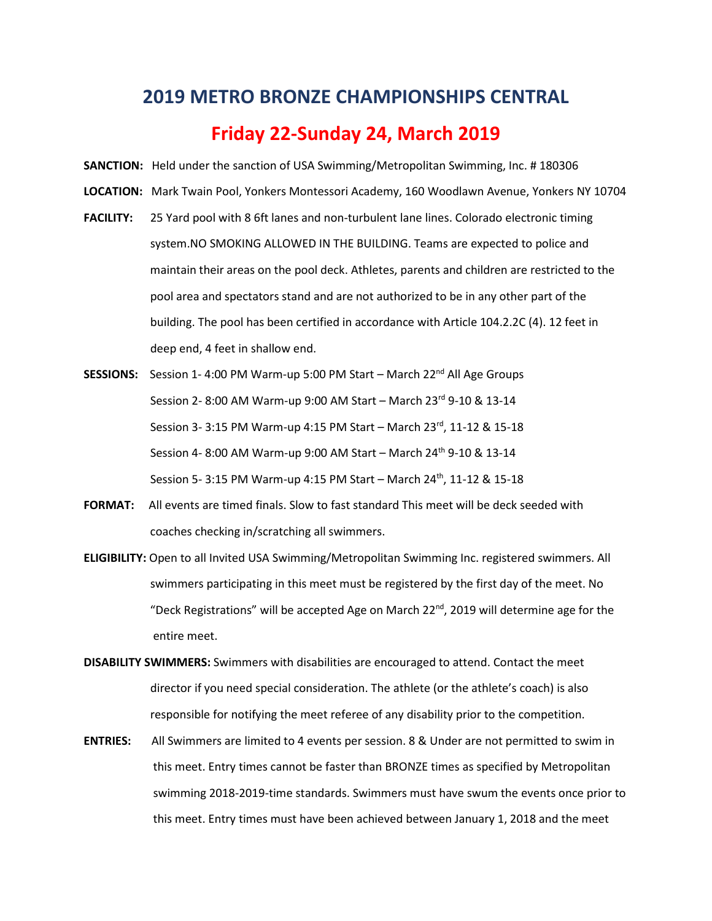# 2019 METRO BRONZE CHAMPIONSHIPS CENTRAL

## Friday 22-Sunday 24, March 2019

**SANCTION:** Held under the sanction of USA Swimming/Metropolitan Swimming, Inc. # 180306

**LOCATION:** Mark Twain Pool, Yonkers Montessori Academy, 160 Woodlawn Avenue, Yonkers NY 10704

**FACILITY:** 25 Yard pool with 8 6ft lanes and non-turbulent lane lines. Colorado electronic timing system.NO SMOKING ALLOWED IN THE BUILDING. Teams are expected to police and maintain their areas on the pool deck. Athletes, parents and children are restricted to the pool area and spectators stand and are not authorized to be in any other part of the building. The pool has been certified in accordance with Article 104.2.2C (4). 12 feet in deep end, 4 feet in shallow end.

**SESSIONS:** Session 1- 4:00 PM Warm-up 5:00 PM Start – March 22nd All Age Groups
Session 2- 8:00 AM Warm-up 9:00 AM Start – March 23rd 9-10 & 13-14
Session 3- 3:15 PM Warm-up 4:15 PM Start – March 23rd, 11-12 & 15-18
Session 4- 8:00 AM Warm-up 9:00 AM Start – March 24th 9-10 & 13-14
Session 5- 3:15 PM Warm-up 4:15 PM Start – March 24th, 11-12 & 15-18

**FORMAT:** All events are timed finals. Slow to fast standard This meet will be deck seeded with coaches checking in/scratching all swimmers.

**ELIGIBILITY:** Open to all Invited USA Swimming/Metropolitan Swimming Inc. registered swimmers. All swimmers participating in this meet must be registered by the first day of the meet. No "Deck Registrations" will be accepted Age on March 22nd, 2019 will determine age for the entire meet.

**DISABILITY SWIMMERS:** Swimmers with disabilities are encouraged to attend. Contact the meet director if you need special consideration. The athlete (or the athlete's coach) is also responsible for notifying the meet referee of any disability prior to the competition.

**ENTRIES:** All Swimmers are limited to 4 events per session. 8 & Under are not permitted to swim in this meet. Entry times cannot be faster than BRONZE times as specified by Metropolitan swimming 2018-2019-time standards. Swimmers must have swum the events once prior to this meet. Entry times must have been achieved between January 1, 2018 and the meet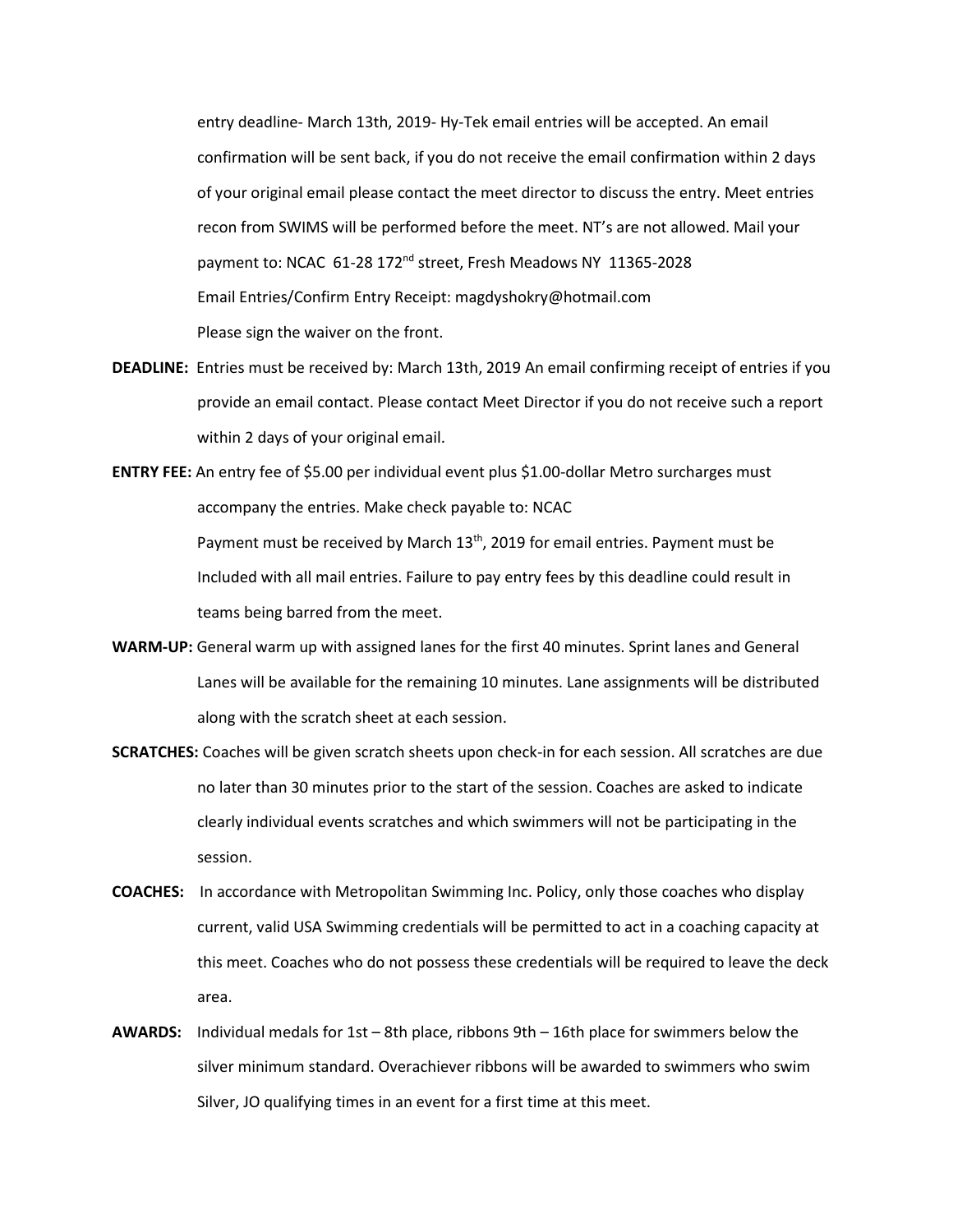entry deadline- March 13th, 2019- Hy-Tek email entries will be accepted. An email confirmation will be sent back, if you do not receive the email confirmation within 2 days of your original email please contact the meet director to discuss the entry. Meet entries recon from SWIMS will be performed before the meet. NT's are not allowed. Mail your payment to: NCAC 61-28 172nd street, Fresh Meadows NY 11365-2028
Email Entries/Confirm Entry Receipt: magdyshokry@hotmail.com
Please sign the waiver on the front.

**DEADLINE:** Entries must be received by: March 13th, 2019 An email confirming receipt of entries if you provide an email contact. Please contact Meet Director if you do not receive such a report within 2 days of your original email.

**ENTRY FEE:** An entry fee of $5.00 per individual event plus $1.00-dollar Metro surcharges must accompany the entries. Make check payable to: NCAC
Payment must be received by March 13th, 2019 for email entries. Payment must be Included with all mail entries. Failure to pay entry fees by this deadline could result in teams being barred from the meet.

**WARM-UP:** General warm up with assigned lanes for the first 40 minutes. Sprint lanes and General Lanes will be available for the remaining 10 minutes. Lane assignments will be distributed along with the scratch sheet at each session.

**SCRATCHES:** Coaches will be given scratch sheets upon check-in for each session. All scratches are due no later than 30 minutes prior to the start of the session. Coaches are asked to indicate clearly individual events scratches and which swimmers will not be participating in the session.

**COACHES:** In accordance with Metropolitan Swimming Inc. Policy, only those coaches who display current, valid USA Swimming credentials will be permitted to act in a coaching capacity at this meet. Coaches who do not possess these credentials will be required to leave the deck area.

**AWARDS:** Individual medals for 1st – 8th place, ribbons 9th – 16th place for swimmers below the silver minimum standard. Overachiever ribbons will be awarded to swimmers who swim Silver, JO qualifying times in an event for a first time at this meet.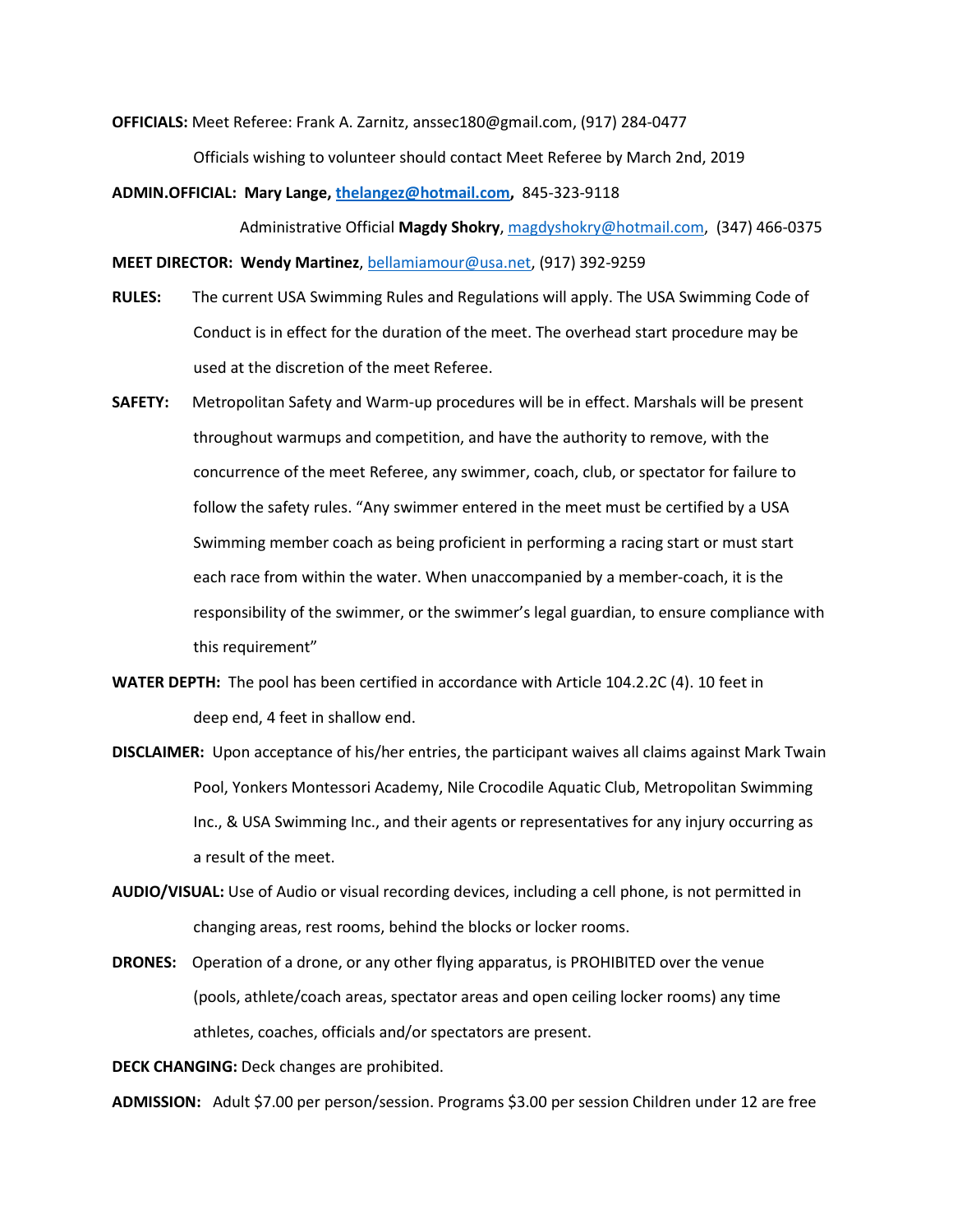**OFFICIALS:** Meet Referee: Frank A. Zarnitz, anssec180@gmail.com, (917) 284-0477

Officials wishing to volunteer should contact Meet Referee by March 2nd, 2019

**ADMIN.OFFICIAL: Mary Lange, thelangez@hotmail.com,** 845-323-9118

Administrative Official **Magdy Shokry**, magdyshokry@hotmail.com, (347) 466-0375

**MEET DIRECTOR: Wendy Martinez**, bellamiamour@usa.net, (917) 392-9259

**RULES:** The current USA Swimming Rules and Regulations will apply. The USA Swimming Code of Conduct is in effect for the duration of the meet. The overhead start procedure may be used at the discretion of the meet Referee.

**SAFETY:** Metropolitan Safety and Warm-up procedures will be in effect. Marshals will be present throughout warmups and competition, and have the authority to remove, with the concurrence of the meet Referee, any swimmer, coach, club, or spectator for failure to follow the safety rules. "Any swimmer entered in the meet must be certified by a USA Swimming member coach as being proficient in performing a racing start or must start each race from within the water. When unaccompanied by a member-coach, it is the responsibility of the swimmer, or the swimmer's legal guardian, to ensure compliance with this requirement"

**WATER DEPTH:** The pool has been certified in accordance with Article 104.2.2C (4). 10 feet in deep end, 4 feet in shallow end.

**DISCLAIMER:** Upon acceptance of his/her entries, the participant waives all claims against Mark Twain Pool, Yonkers Montessori Academy, Nile Crocodile Aquatic Club, Metropolitan Swimming Inc., & USA Swimming Inc., and their agents or representatives for any injury occurring as a result of the meet.

**AUDIO/VISUAL:** Use of Audio or visual recording devices, including a cell phone, is not permitted in changing areas, rest rooms, behind the blocks or locker rooms.

**DRONES:** Operation of a drone, or any other flying apparatus, is PROHIBITED over the venue (pools, athlete/coach areas, spectator areas and open ceiling locker rooms) any time athletes, coaches, officials and/or spectators are present.

**DECK CHANGING:** Deck changes are prohibited.

**ADMISSION:** Adult $7.00 per person/session. Programs $3.00 per session Children under 12 are free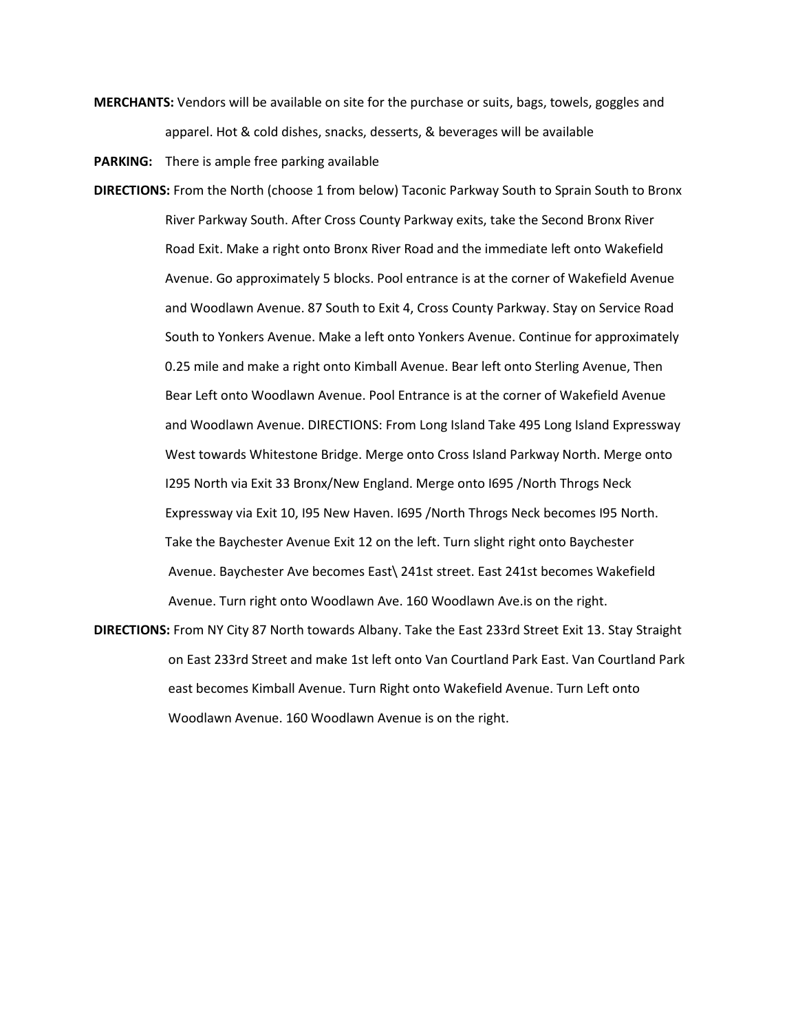**MERCHANTS:** Vendors will be available on site for the purchase or suits, bags, towels, goggles and apparel. Hot & cold dishes, snacks, desserts, & beverages will be available

**PARKING:** There is ample free parking available

**DIRECTIONS:** From the North (choose 1 from below) Taconic Parkway South to Sprain South to Bronx River Parkway South. After Cross County Parkway exits, take the Second Bronx River Road Exit. Make a right onto Bronx River Road and the immediate left onto Wakefield Avenue. Go approximately 5 blocks. Pool entrance is at the corner of Wakefield Avenue and Woodlawn Avenue. 87 South to Exit 4, Cross County Parkway. Stay on Service Road South to Yonkers Avenue. Make a left onto Yonkers Avenue. Continue for approximately 0.25 mile and make a right onto Kimball Avenue. Bear left onto Sterling Avenue, Then Bear Left onto Woodlawn Avenue. Pool Entrance is at the corner of Wakefield Avenue and Woodlawn Avenue. DIRECTIONS: From Long Island Take 495 Long Island Expressway West towards Whitestone Bridge. Merge onto Cross Island Parkway North. Merge onto I295 North via Exit 33 Bronx/New England. Merge onto I695 /North Throgs Neck Expressway via Exit 10, I95 New Haven. I695 /North Throgs Neck becomes I95 North. Take the Baychester Avenue Exit 12 on the left. Turn slight right onto Baychester Avenue. Baychester Ave becomes East\ 241st street. East 241st becomes Wakefield Avenue. Turn right onto Woodlawn Ave. 160 Woodlawn Ave.is on the right.

**DIRECTIONS:** From NY City 87 North towards Albany. Take the East 233rd Street Exit 13. Stay Straight on East 233rd Street and make 1st left onto Van Courtland Park East. Van Courtland Park east becomes Kimball Avenue. Turn Right onto Wakefield Avenue. Turn Left onto Woodlawn Avenue. 160 Woodlawn Avenue is on the right.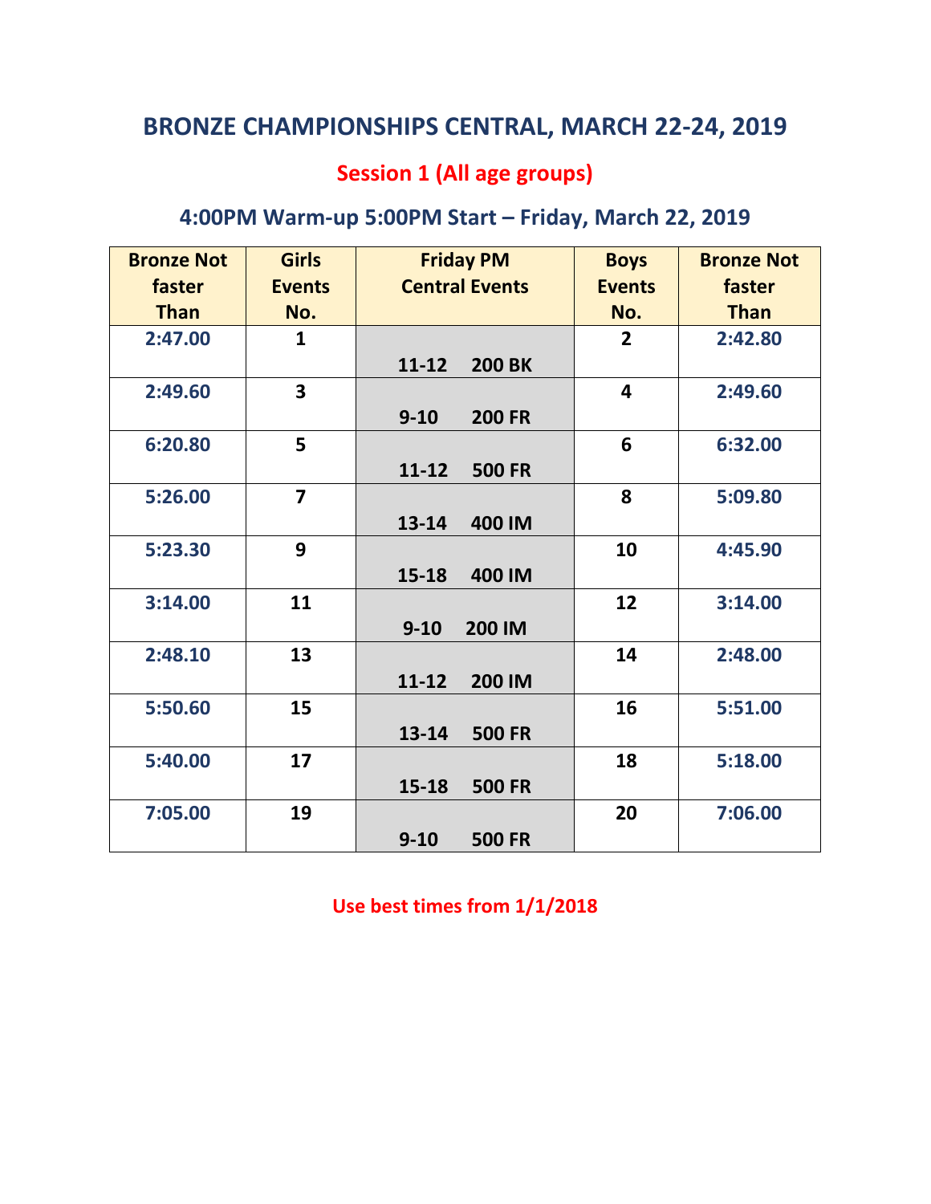# BRONZE CHAMPIONSHIPS CENTRAL, MARCH 22-24, 2019

## Session 1 (All age groups)

### 4:00PM Warm-up 5:00PM Start – Friday, March 22, 2019

| Bronze Not faster Than | Girls Events No. | Friday PM Central Events | Boys Events No. | Bronze Not faster Than |
|---|---|---|---|---|
| 2:47.00 | 1 | 11-12 200 BK | 2 | 2:42.80 |
| 2:49.60 | 3 | 9-10 200 FR | 4 | 2:49.60 |
| 6:20.80 | 5 | 11-12 500 FR | 6 | 6:32.00 |
| 5:26.00 | 7 | 13-14 400 IM | 8 | 5:09.80 |
| 5:23.30 | 9 | 15-18 400 IM | 10 | 4:45.90 |
| 3:14.00 | 11 | 9-10 200 IM | 12 | 3:14.00 |
| 2:48.10 | 13 | 11-12 200 IM | 14 | 2:48.00 |
| 5:50.60 | 15 | 13-14 500 FR | 16 | 5:51.00 |
| 5:40.00 | 17 | 15-18 500 FR | 18 | 5:18.00 |
| 7:05.00 | 19 | 9-10 500 FR | 20 | 7:06.00 |

**Use best times from 1/1/2018**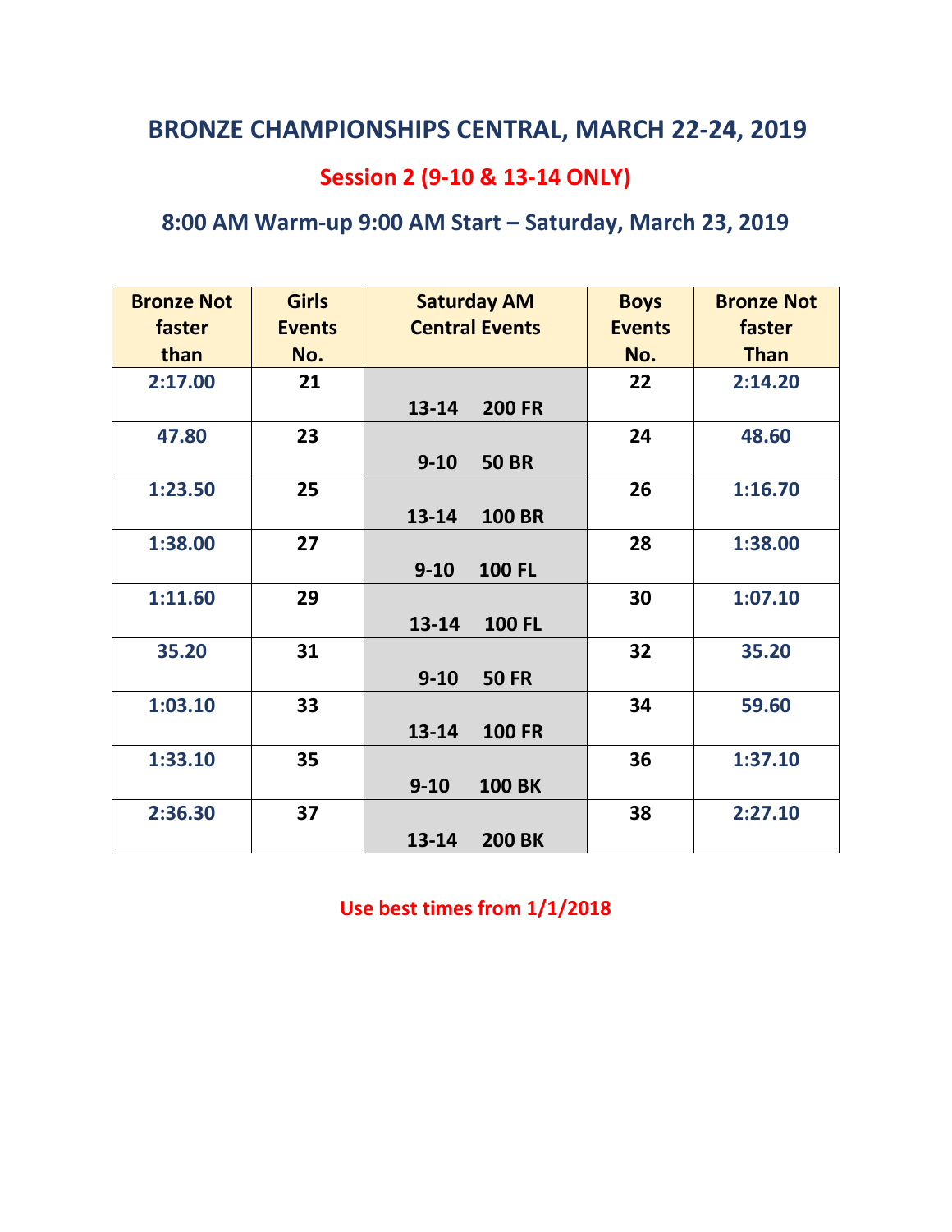# BRONZE CHAMPIONSHIPS CENTRAL, MARCH 22-24, 2019

## Session 2 (9-10 & 13-14 ONLY)

### 8:00 AM Warm-up 9:00 AM Start – Saturday, March 23, 2019

| Bronze Not faster than | Girls Events No. | Saturday AM Central Events | Boys Events No. | Bronze Not faster Than |
|---|---|---|---|---|
| 2:17.00 | 21 | 13-14 200 FR | 22 | 2:14.20 |
| 47.80 | 23 | 9-10 50 BR | 24 | 48.60 |
| 1:23.50 | 25 | 13-14 100 BR | 26 | 1:16.70 |
| 1:38.00 | 27 | 9-10 100 FL | 28 | 1:38.00 |
| 1:11.60 | 29 | 13-14 100 FL | 30 | 1:07.10 |
| 35.20 | 31 | 9-10 50 FR | 32 | 35.20 |
| 1:03.10 | 33 | 13-14 100 FR | 34 | 59.60 |
| 1:33.10 | 35 | 9-10 100 BK | 36 | 1:37.10 |
| 2:36.30 | 37 | 13-14 200 BK | 38 | 2:27.10 |

**Use best times from 1/1/2018**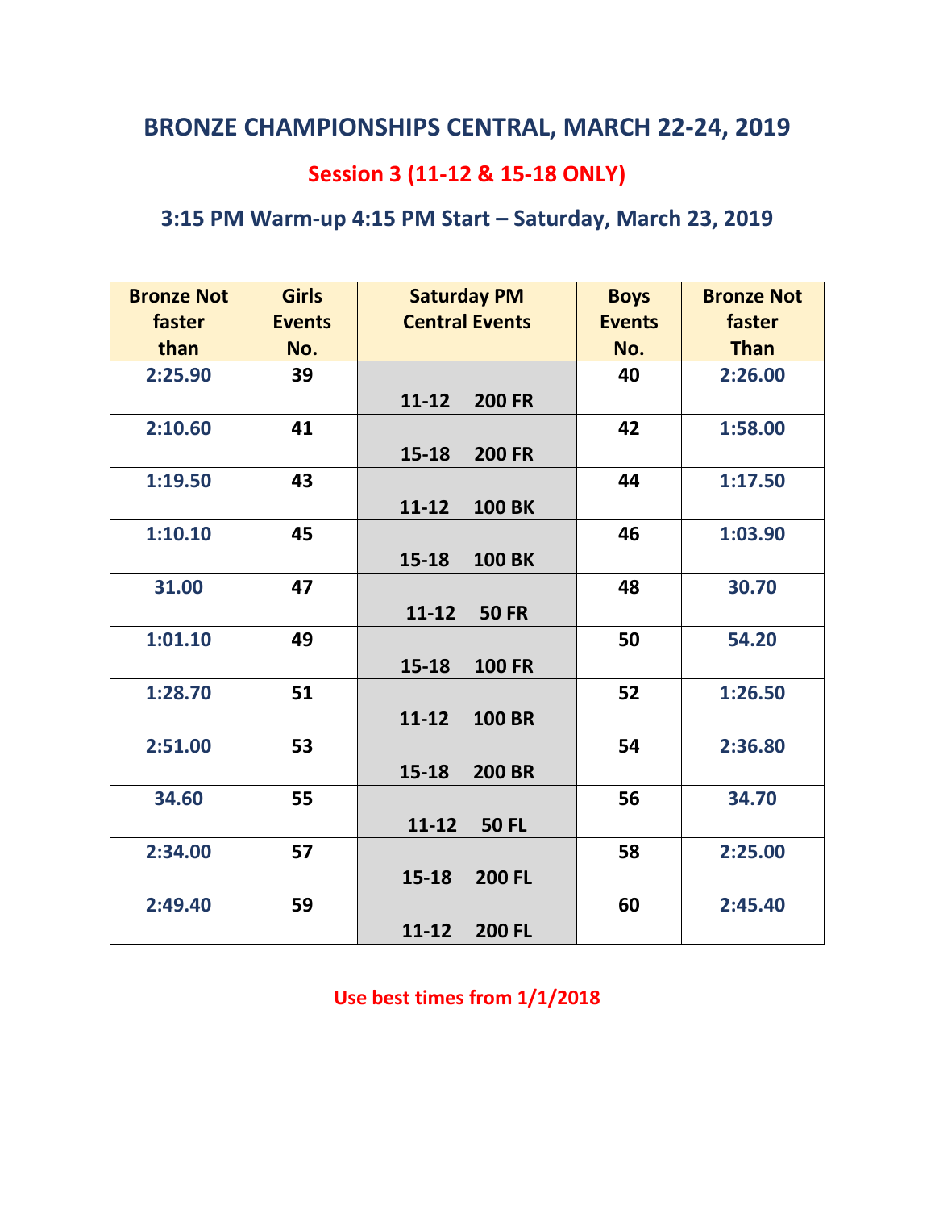# BRONZE CHAMPIONSHIPS CENTRAL, MARCH 22-24, 2019

## Session 3 (11-12 & 15-18 ONLY)

## 3:15 PM Warm-up 4:15 PM Start – Saturday, March 23, 2019

| Bronze Not faster than | Girls Events No. | Saturday PM Central Events | Boys Events No. | Bronze Not faster Than |
|---|---|---|---|---|
| 2:25.90 | 39 | 11-12 200 FR | 40 | 2:26.00 |
| 2:10.60 | 41 | 15-18 200 FR | 42 | 1:58.00 |
| 1:19.50 | 43 | 11-12 100 BK | 44 | 1:17.50 |
| 1:10.10 | 45 | 15-18 100 BK | 46 | 1:03.90 |
| 31.00 | 47 | 11-12 50 FR | 48 | 30.70 |
| 1:01.10 | 49 | 15-18 100 FR | 50 | 54.20 |
| 1:28.70 | 51 | 11-12 100 BR | 52 | 1:26.50 |
| 2:51.00 | 53 | 15-18 200 BR | 54 | 2:36.80 |
| 34.60 | 55 | 11-12 50 FL | 56 | 34.70 |
| 2:34.00 | 57 | 15-18 200 FL | 58 | 2:25.00 |
| 2:49.40 | 59 | 11-12 200 FL | 60 | 2:45.40 |

**Use best times from 1/1/2018**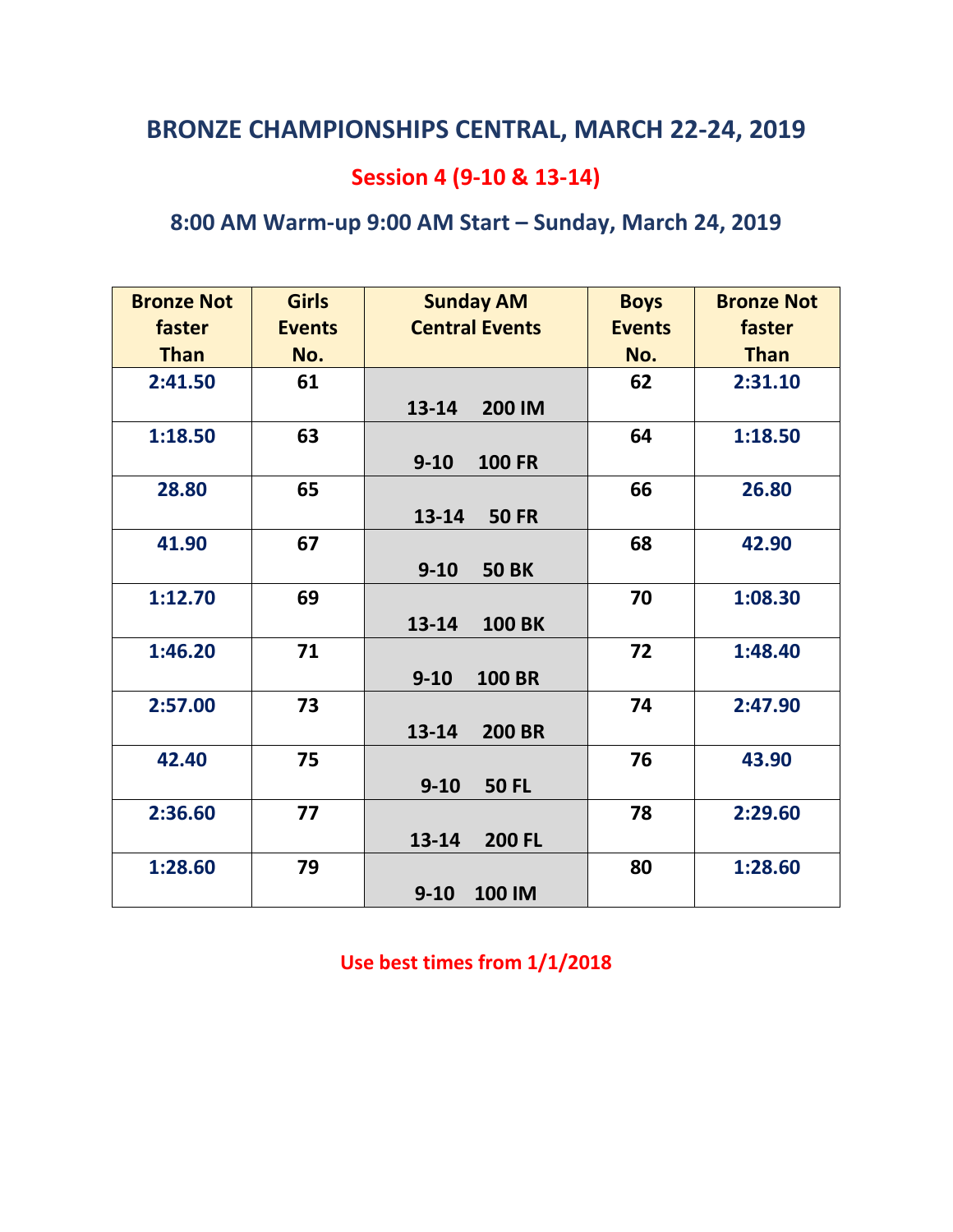# BRONZE CHAMPIONSHIPS CENTRAL, MARCH 22-24, 2019

## Session 4 (9-10 & 13-14)

## 8:00 AM Warm-up 9:00 AM Start – Sunday, March 24, 2019

| Bronze Not faster Than | Girls Events No. | Sunday AM Central Events | Boys Events No. | Bronze Not faster Than |
|---|---|---|---|---|
| 2:41.50 | 61 | 13-14 200 IM | 62 | 2:31.10 |
| 1:18.50 | 63 | 9-10 100 FR | 64 | 1:18.50 |
| 28.80 | 65 | 13-14 50 FR | 66 | 26.80 |
| 41.90 | 67 | 9-10 50 BK | 68 | 42.90 |
| 1:12.70 | 69 | 13-14 100 BK | 70 | 1:08.30 |
| 1:46.20 | 71 | 9-10 100 BR | 72 | 1:48.40 |
| 2:57.00 | 73 | 13-14 200 BR | 74 | 2:47.90 |
| 42.40 | 75 | 9-10 50 FL | 76 | 43.90 |
| 2:36.60 | 77 | 13-14 200 FL | 78 | 2:29.60 |
| 1:28.60 | 79 | 9-10 100 IM | 80 | 1:28.60 |

**Use best times from 1/1/2018**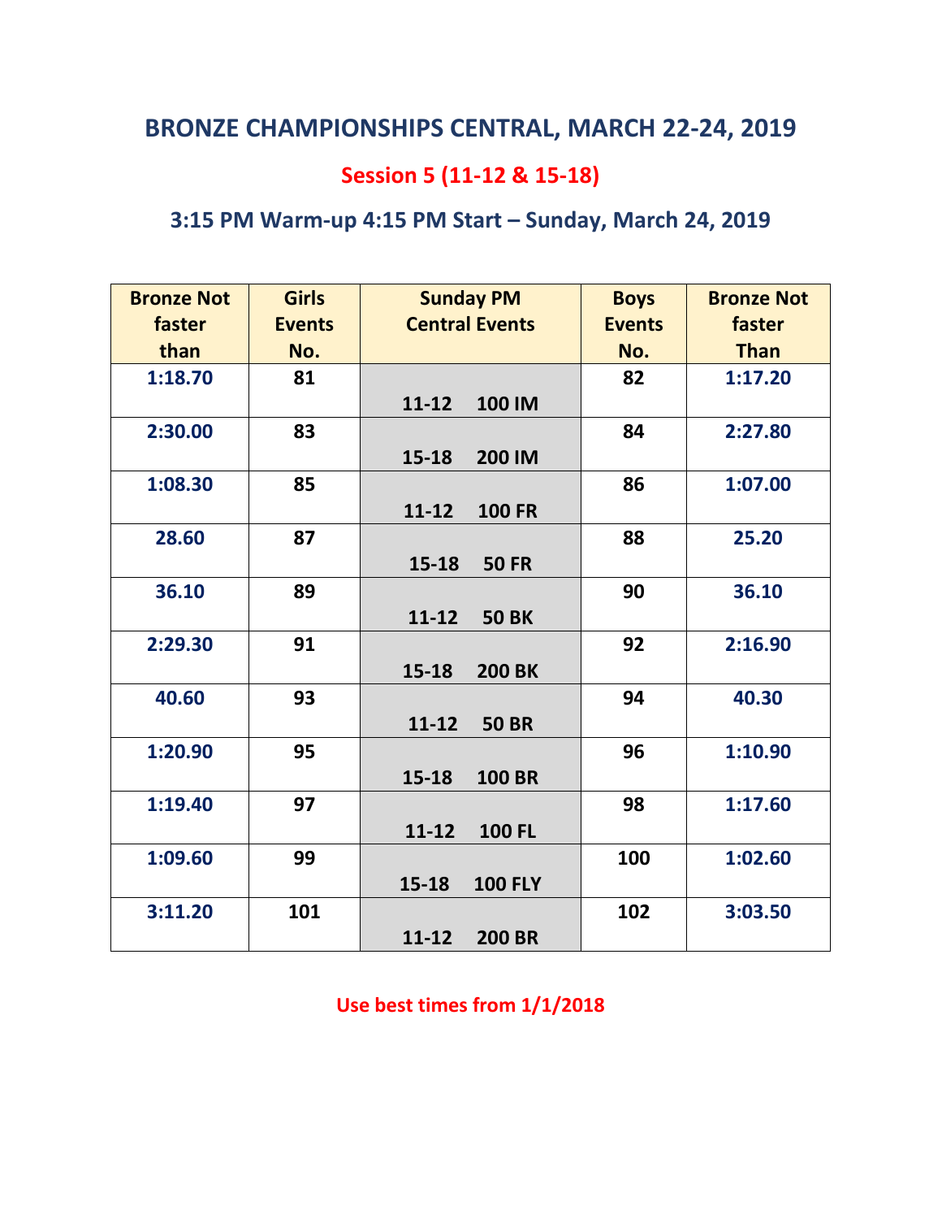# BRONZE CHAMPIONSHIPS CENTRAL, MARCH 22-24, 2019

## Session 5 (11-12 & 15-18)

### 3:15 PM Warm-up 4:15 PM Start – Sunday, March 24, 2019

| Bronze Not faster than | Girls Events No. | Sunday PM Central Events | Boys Events No. | Bronze Not faster Than |
|---|---|---|---|---|
| 1:18.70 | 81 | 11-12 100 IM | 82 | 1:17.20 |
| 2:30.00 | 83 | 15-18 200 IM | 84 | 2:27.80 |
| 1:08.30 | 85 | 11-12 100 FR | 86 | 1:07.00 |
| 28.60 | 87 | 15-18 50 FR | 88 | 25.20 |
| 36.10 | 89 | 11-12 50 BK | 90 | 36.10 |
| 2:29.30 | 91 | 15-18 200 BK | 92 | 2:16.90 |
| 40.60 | 93 | 11-12 50 BR | 94 | 40.30 |
| 1:20.90 | 95 | 15-18 100 BR | 96 | 1:10.90 |
| 1:19.40 | 97 | 11-12 100 FL | 98 | 1:17.60 |
| 1:09.60 | 99 | 15-18 100 FLY | 100 | 1:02.60 |
| 3:11.20 | 101 | 11-12 200 BR | 102 | 3:03.50 |

**Use best times from 1/1/2018**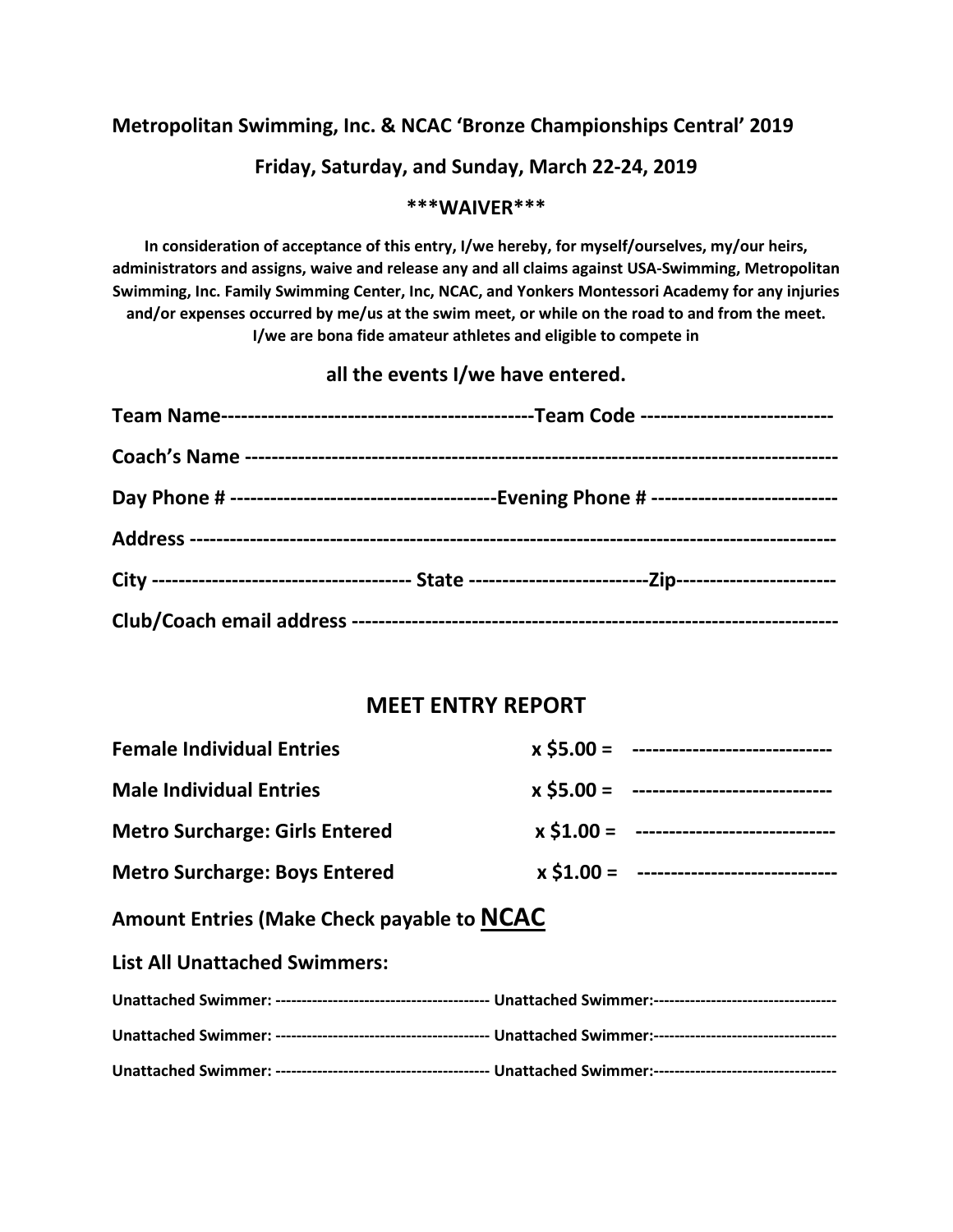**Metropolitan Swimming, Inc. & NCAC 'Bronze Championships Central' 2019**

**Friday, Saturday, and Sunday, March 22-24, 2019**

**\*\*\*WAIVER\*\*\***

**In consideration of acceptance of this entry, I/we hereby, for myself/ourselves, my/our heirs, administrators and assigns, waive and release any and all claims against USA-Swimming, Metropolitan Swimming, Inc. Family Swimming Center, Inc, NCAC, and Yonkers Montessori Academy for any injuries and/or expenses occurred by me/us at the swim meet, or while on the road to and from the meet. I/we are bona fide amateur athletes and eligible to compete in**

**all the events I/we have entered.**

**Team Name----------------------------------------------Team Code ----------------------------**

**Coach's Name -------------------------------------------------------------------------------------**

**Day Phone # ---------------------------------------Evening Phone # ---------------------------**

**Address -----------------------------------------------------------------------------------------------**

**City -------------------------------------- State --------------------------Zip-----------------------**

**Club/Coach email address ----------------------------------------------------------------------**

## MEET ENTRY REPORT

**Female Individual Entries** x $5.00 = -----------------------------

**Male Individual Entries** x $5.00 = -----------------------------

**Metro Surcharge: Girls Entered** x $1.00 = -----------------------------

**Metro Surcharge: Boys Entered** x $1.00 = -----------------------------

**Amount Entries (Make Check payable to NCAC**

**List All Unattached Swimmers:**

**Unattached Swimmer: ---------------------------------------- Unattached Swimmer:----------------------------------**

**Unattached Swimmer: ---------------------------------------- Unattached Swimmer:----------------------------------**

**Unattached Swimmer: ---------------------------------------- Unattached Swimmer:----------------------------------**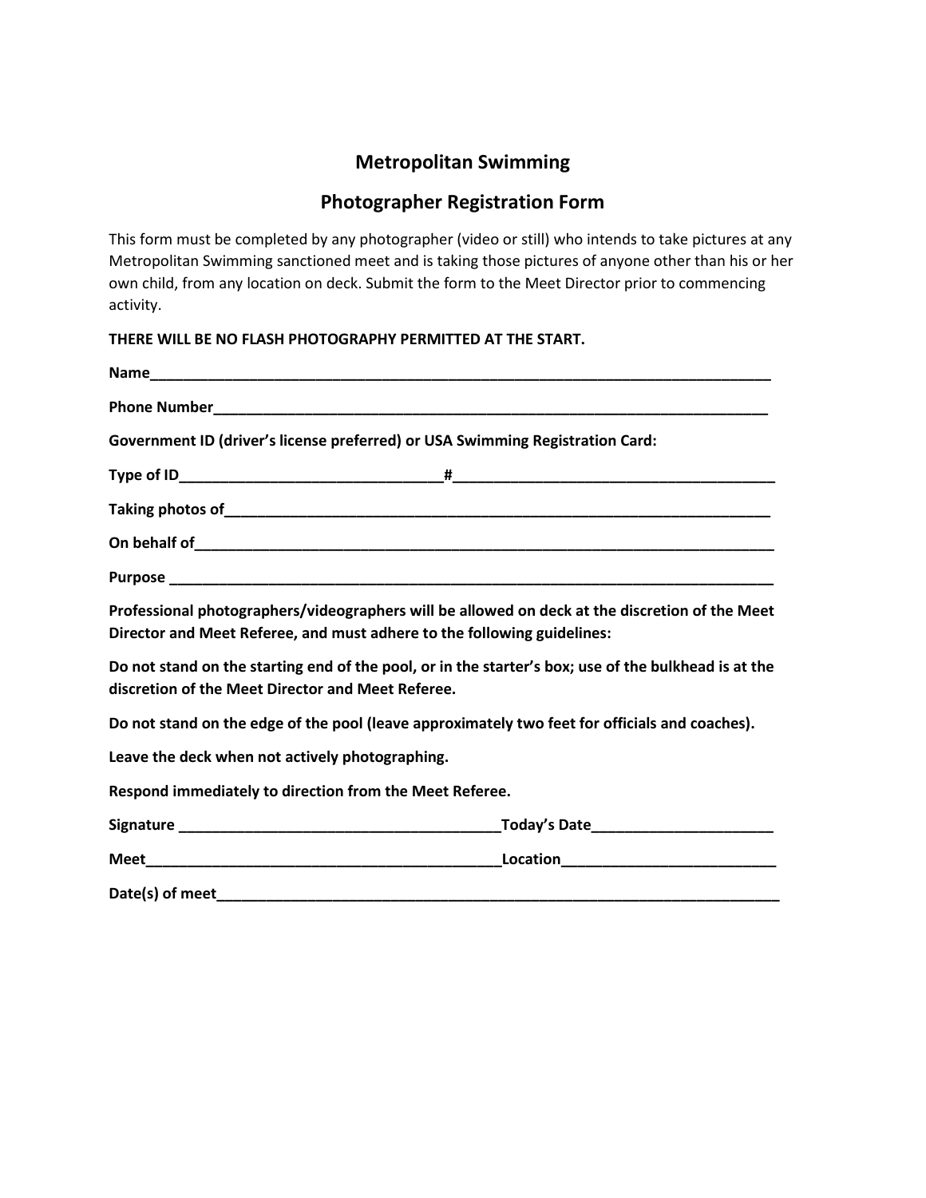# Metropolitan Swimming

## Photographer Registration Form

This form must be completed by any photographer (video or still) who intends to take pictures at any Metropolitan Swimming sanctioned meet and is taking those pictures of anyone other than his or her own child, from any location on deck. Submit the form to the Meet Director prior to commencing activity.

**THERE WILL BE NO FLASH PHOTOGRAPHY PERMITTED AT THE START.**

**Name**_______________________________________________________________________________

**Phone Number**_______________________________________________________________________

**Government ID (driver's license preferred) or USA Swimming Registration Card:**

**Type of ID**_________________________________#_________________________________________

**Taking photos of**_____________________________________________________________________

**On behalf of**_________________________________________________________________________

**Purpose** ____________________________________________________________________________

**Professional photographers/videographers will be allowed on deck at the discretion of the Meet Director and Meet Referee, and must adhere to the following guidelines:**

**Do not stand on the starting end of the pool, or in the starter's box; use of the bulkhead is at the discretion of the Meet Director and Meet Referee.**

**Do not stand on the edge of the pool (leave approximately two feet for officials and coaches).**

**Leave the deck when not actively photographing.**

**Respond immediately to direction from the Meet Referee.**

**Signature** ________________________________________**Today's Date**______________________

**Meet**_____________________________________________**Location**__________________________

**Date(s) of meet**______________________________________________________________________